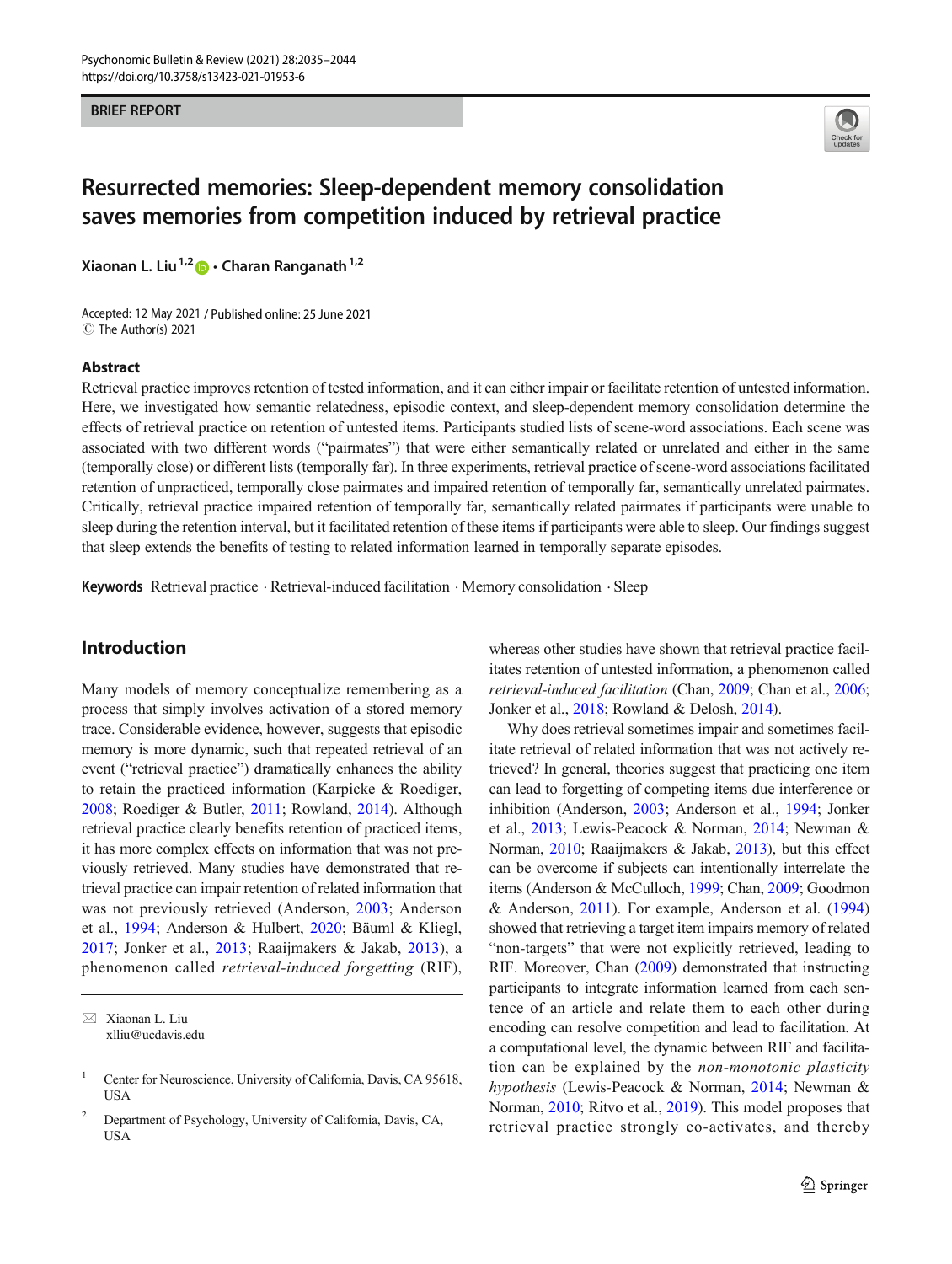BRIEF REPORT

# Resurrected memories: Sleep-dependent memory consolidation saves memories from competition induced by retrieval practice

**Xiaonan L. Liu**[1,2] **· Charan Ranganath**[1,2]

Accepted: 12 May 2021 / Published online: 25 June 2021
© The Author(s) 2021

## Abstract

Retrieval practice improves retention of tested information, and it can either impair or facilitate retention of untested information. Here, we investigated how semantic relatedness, episodic context, and sleep-dependent memory consolidation determine the effects of retrieval practice on retention of untested items. Participants studied lists of scene-word associations. Each scene was associated with two different words ("pairmates") that were either semantically related or unrelated and either in the same (temporally close) or different lists (temporally far). In three experiments, retrieval practice of scene-word associations facilitated retention of unpracticed, temporally close pairmates and impaired retention of temporally far, semantically unrelated pairmates. Critically, retrieval practice impaired retention of temporally far, semantically related pairmates if participants were unable to sleep during the retention interval, but it facilitated retention of these items if participants were able to sleep. Our findings suggest that sleep extends the benefits of testing to related information learned in temporally separate episodes.

**Keywords** Retrieval practice · Retrieval-induced facilitation · Memory consolidation · Sleep

## Introduction

Many models of memory conceptualize remembering as a process that simply involves activation of a stored memory trace. Considerable evidence, however, suggests that episodic memory is more dynamic, such that repeated retrieval of an event ("retrieval practice") dramatically enhances the ability to retain the practiced information (Karpicke & Roediger, 2008; Roediger & Butler, 2011; Rowland, 2014). Although retrieval practice clearly benefits retention of practiced items, it has more complex effects on information that was not previously retrieved. Many studies have demonstrated that retrieval practice can impair retention of related information that was not previously retrieved (Anderson, 2003; Anderson et al., 1994; Anderson & Hulbert, 2020; Bäuml & Kliegl, 2017; Jonker et al., 2013; Raaijmakers & Jakab, 2013), a phenomenon called *retrieval-induced forgetting* (RIF), whereas other studies have shown that retrieval practice facilitates retention of untested information, a phenomenon called *retrieval-induced facilitation* (Chan, 2009; Chan et al., 2006; Jonker et al., 2018; Rowland & Delosh, 2014).

Why does retrieval sometimes impair and sometimes facilitate retrieval of related information that was not actively retrieved? In general, theories suggest that practicing one item can lead to forgetting of competing items due interference or inhibition (Anderson, 2003; Anderson et al., 1994; Jonker et al., 2013; Lewis-Peacock & Norman, 2014; Newman & Norman, 2010; Raaijmakers & Jakab, 2013), but this effect can be overcome if subjects can intentionally interrelate the items (Anderson & McCulloch, 1999; Chan, 2009; Goodmon & Anderson, 2011). For example, Anderson et al. (1994) showed that retrieving a target item impairs memory of related "non-targets" that were not explicitly retrieved, leading to RIF. Moreover, Chan (2009) demonstrated that instructing participants to integrate information learned from each sentence of an article and relate them to each other during encoding can resolve competition and lead to facilitation. At a computational level, the dynamic between RIF and facilitation can be explained by the *non-monotonic plasticity hypothesis* (Lewis-Peacock & Norman, 2014; Newman & Norman, 2010; Ritvo et al., 2019). This model proposes that retrieval practice strongly co-activates, and thereby

✉ Xiaonan L. Liu
xlliu@ucdavis.edu

[1] Center for Neuroscience, University of California, Davis, CA 95618, USA

[2] Department of Psychology, University of California, Davis, CA, USA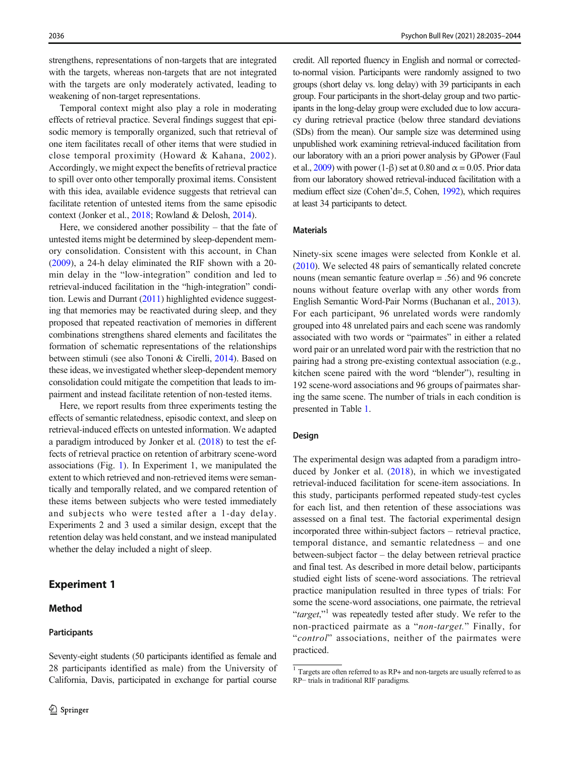strengthens, representations of non-targets that are integrated with the targets, whereas non-targets that are not integrated with the targets are only moderately activated, leading to weakening of non-target representations.

Temporal context might also play a role in moderating effects of retrieval practice. Several findings suggest that episodic memory is temporally organized, such that retrieval of one item facilitates recall of other items that were studied in close temporal proximity (Howard & Kahana, 2002). Accordingly, we might expect the benefits of retrieval practice to spill over onto other temporally proximal items. Consistent with this idea, available evidence suggests that retrieval can facilitate retention of untested items from the same episodic context (Jonker et al., 2018; Rowland & Delosh, 2014).

Here, we considered another possibility – that the fate of untested items might be determined by sleep-dependent memory consolidation. Consistent with this account, in Chan (2009), a 24-h delay eliminated the RIF shown with a 20-min delay in the "low-integration" condition and led to retrieval-induced facilitation in the "high-integration" condition. Lewis and Durrant (2011) highlighted evidence suggesting that memories may be reactivated during sleep, and they proposed that repeated reactivation of memories in different combinations strengthens shared elements and facilitates the formation of schematic representations of the relationships between stimuli (see also Tononi & Cirelli, 2014). Based on these ideas, we investigated whether sleep-dependent memory consolidation could mitigate the competition that leads to impairment and instead facilitate retention of non-tested items.

Here, we report results from three experiments testing the effects of semantic relatedness, episodic context, and sleep on retrieval-induced effects on untested information. We adapted a paradigm introduced by Jonker et al. (2018) to test the effects of retrieval practice on retention of arbitrary scene-word associations (Fig. 1). In Experiment 1, we manipulated the extent to which retrieved and non-retrieved items were semantically and temporally related, and we compared retention of these items between subjects who were tested immediately and subjects who were tested after a 1-day delay. Experiments 2 and 3 used a similar design, except that the retention delay was held constant, and we instead manipulated whether the delay included a night of sleep.

## Experiment 1

### Method

#### Participants

Seventy-eight students (50 participants identified as female and 28 participants identified as male) from the University of California, Davis, participated in exchange for partial course credit. All reported fluency in English and normal or corrected-to-normal vision. Participants were randomly assigned to two groups (short delay vs. long delay) with 39 participants in each group. Four participants in the short-delay group and two participants in the long-delay group were excluded due to low accuracy during retrieval practice (below three standard deviations (SDs) from the mean). Our sample size was determined using unpublished work examining retrieval-induced facilitation from our laboratory with an a priori power analysis by GPower (Faul et al., 2009) with power ($1-\beta$) set at 0.80 and $\alpha = 0.05$. Prior data from our laboratory showed retrieval-induced facilitation with a medium effect size (Cohen'd=.5, Cohen, 1992), which requires at least 34 participants to detect.

#### Materials

Ninety-six scene images were selected from Konkle et al. (2010). We selected 48 pairs of semantically related concrete nouns (mean semantic feature overlap = .56) and 96 concrete nouns without feature overlap with any other words from English Semantic Word-Pair Norms (Buchanan et al., 2013). For each participant, 96 unrelated words were randomly grouped into 48 unrelated pairs and each scene was randomly associated with two words or "pairmates" in either a related word pair or an unrelated word pair with the restriction that no pairing had a strong pre-existing contextual association (e.g., kitchen scene paired with the word "blender"), resulting in 192 scene-word associations and 96 groups of pairmates sharing the same scene. The number of trials in each condition is presented in Table 1.

#### Design

The experimental design was adapted from a paradigm introduced by Jonker et al. (2018), in which we investigated retrieval-induced facilitation for scene-item associations. In this study, participants performed repeated study-test cycles for each list, and then retention of these associations was assessed on a final test. The factorial experimental design incorporated three within-subject factors – retrieval practice, temporal distance, and semantic relatedness – and one between-subject factor – the delay between retrieval practice and final test. As described in more detail below, participants studied eight lists of scene-word associations. The retrieval practice manipulation resulted in three types of trials: For some the scene-word associations, one pairmate, the retrieval "*target*,"[1] was repeatedly tested after study. We refer to the non-practiced pairmate as a "*non-target*." Finally, for "*control*" associations, neither of the pairmates were practiced.

[1] Targets are often referred to as RP+ and non-targets are usually referred to as RP− trials in traditional RIF paradigms.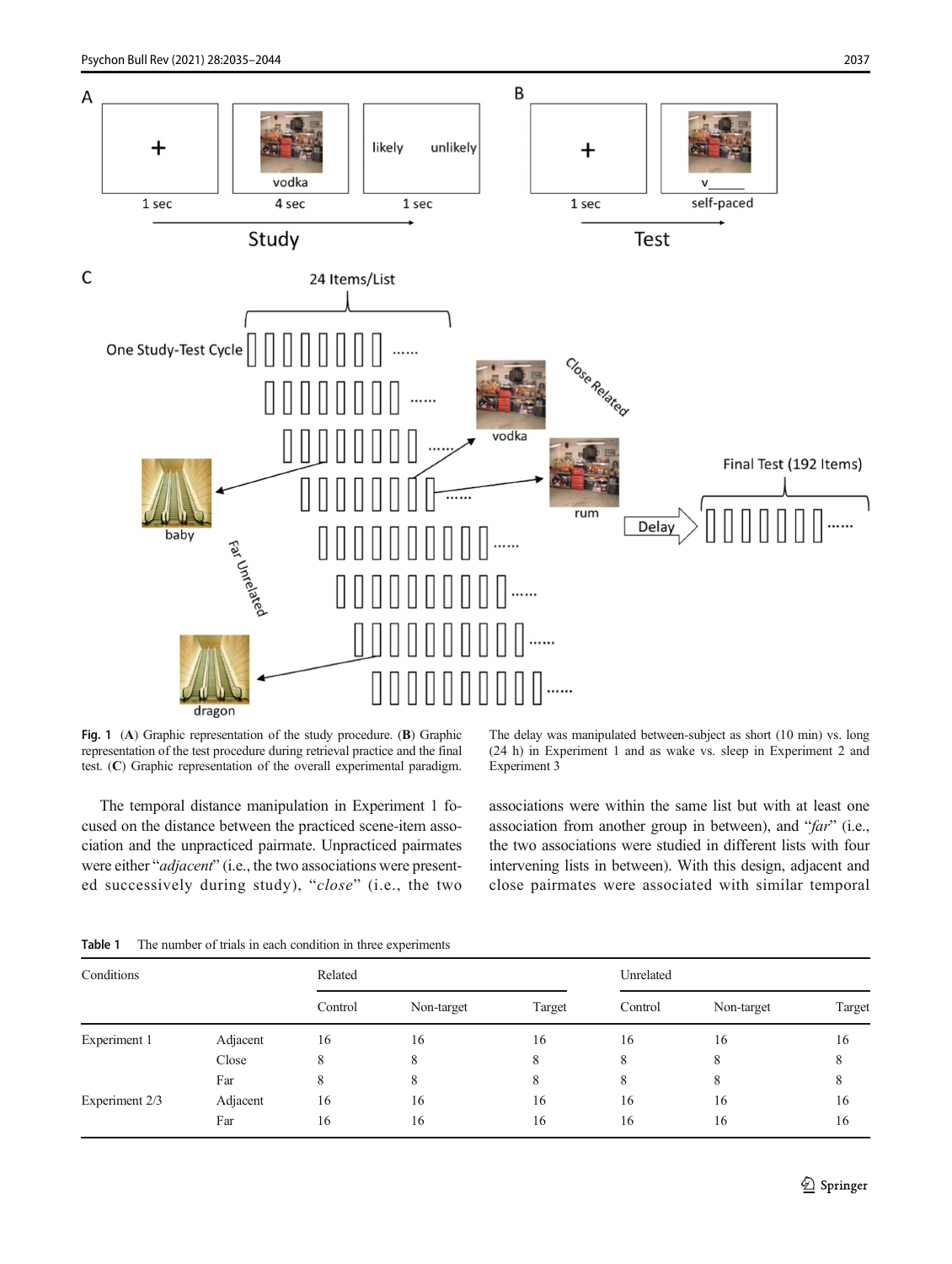**Fig. 1** (**A**) Graphic representation of the study procedure. (**B**) Graphic representation of the test procedure during retrieval practice and the final test. (**C**) Graphic representation of the overall experimental paradigm. The delay was manipulated between-subject as short (10 min) vs. long (24 h) in Experiment 1 and as wake vs. sleep in Experiment 2 and Experiment 3

The temporal distance manipulation in Experiment 1 focused on the distance between the practiced scene-item association and the unpracticed pairmate. Unpracticed pairmates were either "*adjacent*" (i.e., the two associations were presented successively during study), "*close*" (i.e., the two associations were within the same list but with at least one association from another group in between), and "*far*" (i.e., the two associations were studied in different lists with four intervening lists in between). With this design, adjacent and close pairmates were associated with similar temporal

**Table 1** The number of trials in each condition in three experiments

| Conditions | | Related | | | Unrelated | | |
|---|---|---|---|---|---|---|---|
| | | Control | Non-target | Target | Control | Non-target | Target |
| Experiment 1 | Adjacent | 16 | 16 | 16 | 16 | 16 | 16 |
| | Close | 8 | 8 | 8 | 8 | 8 | 8 |
| | Far | 8 | 8 | 8 | 8 | 8 | 8 |
| Experiment 2/3 | Adjacent | 16 | 16 | 16 | 16 | 16 | 16 |
| | Far | 16 | 16 | 16 | 16 | 16 | 16 |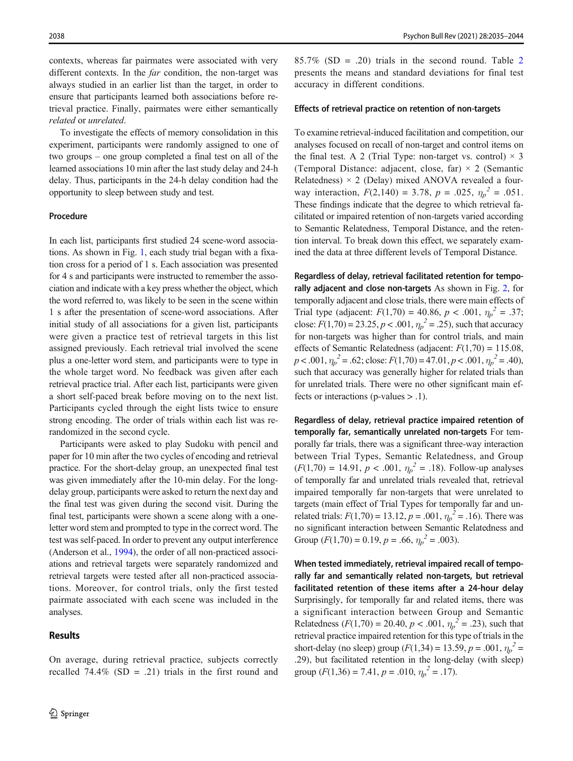contexts, whereas far pairmates were associated with very different contexts. In the *far* condition, the non-target was always studied in an earlier list than the target, in order to ensure that participants learned both associations before retrieval practice. Finally, pairmates were either semantically *related* or *unrelated*.

To investigate the effects of memory consolidation in this experiment, participants were randomly assigned to one of two groups – one group completed a final test on all of the learned associations 10 min after the last study delay and 24-h delay. Thus, participants in the 24-h delay condition had the opportunity to sleep between study and test.

### Procedure

In each list, participants first studied 24 scene-word associations. As shown in Fig. 1, each study trial began with a fixation cross for a period of 1 s. Each association was presented for 4 s and participants were instructed to remember the association and indicate with a key press whether the object, which the word referred to, was likely to be seen in the scene within 1 s after the presentation of scene-word associations. After initial study of all associations for a given list, participants were given a practice test of retrieval targets in this list assigned previously. Each retrieval trial involved the scene plus a one-letter word stem, and participants were to type in the whole target word. No feedback was given after each retrieval practice trial. After each list, participants were given a short self-paced break before moving on to the next list. Participants cycled through the eight lists twice to ensure strong encoding. The order of trials within each list was re-randomized in the second cycle.

Participants were asked to play Sudoku with pencil and paper for 10 min after the two cycles of encoding and retrieval practice. For the short-delay group, an unexpected final test was given immediately after the 10-min delay. For the long-delay group, participants were asked to return the next day and the final test was given during the second visit. During the final test, participants were shown a scene along with a one-letter word stem and prompted to type in the correct word. The test was self-paced. In order to prevent any output interference (Anderson et al., 1994), the order of all non-practiced associations and retrieval targets were separately randomized and retrieval targets were tested after all non-practiced associations. Moreover, for control trials, only the first tested pairmate associated with each scene was included in the analyses.

## Results

On average, during retrieval practice, subjects correctly recalled 74.4% (SD = .21) trials in the first round and 85.7% (SD = .20) trials in the second round. Table 2 presents the means and standard deviations for final test accuracy in different conditions.

### Effects of retrieval practice on retention of non-targets

To examine retrieval-induced facilitation and competition, our analyses focused on recall of non-target and control items on the final test. A 2 (Trial Type: non-target vs. control) × 3 (Temporal Distance: adjacent, close, far) × 2 (Semantic Relatedness) × 2 (Delay) mixed ANOVA revealed a four-way interaction, $F(2,140) = 3.78$, $p = .025$, $\eta_p^2 = .051$. These findings indicate that the degree to which retrieval facilitated or impaired retention of non-targets varied according to Semantic Relatedness, Temporal Distance, and the retention interval. To break down this effect, we separately examined the data at three different levels of Temporal Distance.

**Regardless of delay, retrieval facilitated retention for temporally adjacent and close non-targets** As shown in Fig. 2, for temporally adjacent and close trials, there were main effects of Trial type (adjacent: $F(1,70) = 40.86$, $p < .001$, $\eta_p^2 = .37$; close: $F(1,70) = 23.25$, $p < .001$, $\eta_p^2 = .25$), such that accuracy for non-targets was higher than for control trials, and main effects of Semantic Relatedness (adjacent: $F(1,70) = 115.08$, $p < .001$, $\eta_p^2 = .62$; close: $F(1,70) = 47.01$, $p < .001$, $\eta_p^2 = .40$), such that accuracy was generally higher for related trials than for unrelated trials. There were no other significant main effects or interactions (p-values > .1).

**Regardless of delay, retrieval practice impaired retention of temporally far, semantically unrelated non-targets** For temporally far trials, there was a significant three-way interaction between Trial Types, Semantic Relatedness, and Group ($F(1,70) = 14.91$, $p < .001$, $\eta_p^2 = .18$). Follow-up analyses of temporally far and unrelated trials revealed that, retrieval impaired temporally far non-targets that were unrelated to targets (main effect of Trial Types for temporally far and unrelated trials: $F(1,70) = 13.12$, $p = .001$, $\eta_p^2 = .16$). There was no significant interaction between Semantic Relatedness and Group ($F(1,70) = 0.19$, $p = .66$, $\eta_p^2 = .003$).

**When tested immediately, retrieval impaired recall of temporally far and semantically related non-targets, but retrieval facilitated retention of these items after a 24-hour delay** Surprisingly, for temporally far and related items, there was a significant interaction between Group and Semantic Relatedness ($F(1,70) = 20.40$, $p < .001$, $\eta_p^2 = .23$), such that retrieval practice impaired retention for this type of trials in the short-delay (no sleep) group ($F(1,34) = 13.59$, $p = .001$, $\eta_p^2 = .29$), but facilitated retention in the long-delay (with sleep) group ($F(1,36) = 7.41$, $p = .010$, $\eta_p^2 = .17$).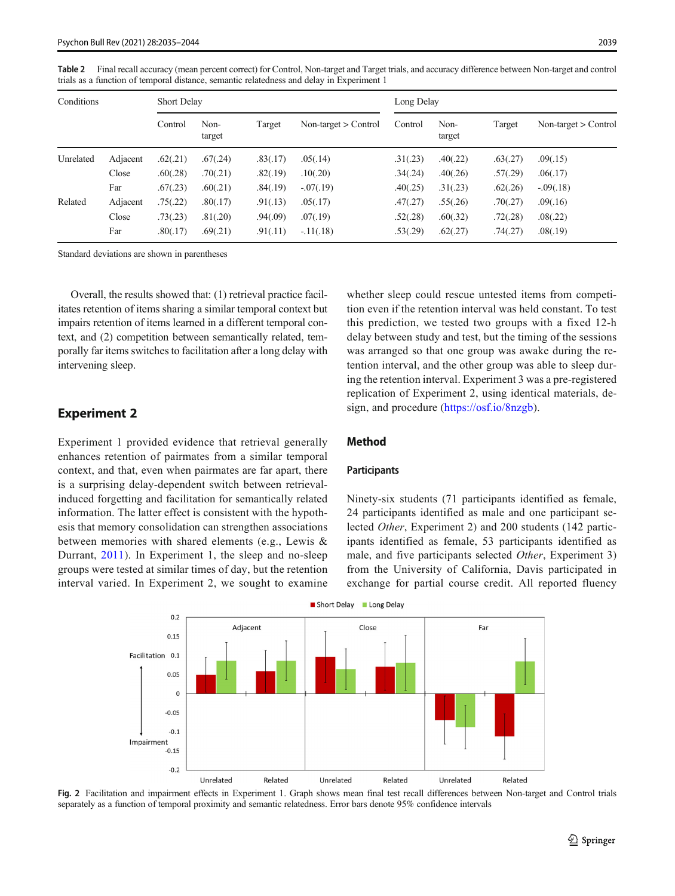**Table 2** Final recall accuracy (mean percent correct) for Control, Non-target and Target trials, and accuracy difference between Non-target and control trials as a function of temporal distance, semantic relatedness and delay in Experiment 1

| Conditions | | Short Delay | | | | Long Delay | | | |
|---|---|---|---|---|---|---|---|---|---|
| | | Control | Non-target | Target | Non-target > Control | Control | Non-target | Target | Non-target > Control |
| Unrelated | Adjacent | .62(.21) | .67(.24) | .83(.17) | .05(.14) | .31(.23) | .40(.22) | .63(.27) | .09(.15) |
| | Close | .60(.28) | .70(.21) | .82(.19) | .10(.20) | .34(.24) | .40(.26) | .57(.29) | .06(.17) |
| | Far | .67(.23) | .60(.21) | .84(.19) | -.07(.19) | .40(.25) | .31(.23) | .62(.26) | -.09(.18) |
| Related | Adjacent | .75(.22) | .80(.17) | .91(.13) | .05(.17) | .47(.27) | .55(.26) | .70(.27) | .09(.16) |
| | Close | .73(.23) | .81(.20) | .94(.09) | .07(.19) | .52(.28) | .60(.32) | .72(.28) | .08(.22) |
| | Far | .80(.17) | .69(.21) | .91(.11) | -.11(.18) | .53(.29) | .62(.27) | .74(.27) | .08(.19) |

Standard deviations are shown in parentheses

Overall, the results showed that: (1) retrieval practice facilitates retention of items sharing a similar temporal context but impairs retention of items learned in a different temporal context, and (2) competition between semantically related, temporally far items switches to facilitation after a long delay with intervening sleep.

## Experiment 2

Experiment 1 provided evidence that retrieval generally enhances retention of pairmates from a similar temporal context, and that, even when pairmates are far apart, there is a surprising delay-dependent switch between retrieval-induced forgetting and facilitation for semantically related information. The latter effect is consistent with the hypothesis that memory consolidation can strengthen associations between memories with shared elements (e.g., Lewis & Durrant, 2011). In Experiment 1, the sleep and no-sleep groups were tested at similar times of day, but the retention interval varied. In Experiment 2, we sought to examine whether sleep could rescue untested items from competition even if the retention interval was held constant. To test this prediction, we tested two groups with a fixed 12-h delay between study and test, but the timing of the sessions was arranged so that one group was awake during the retention interval, and the other group was able to sleep during the retention interval. Experiment 3 was a pre-registered replication of Experiment 2, using identical materials, design, and procedure (https://osf.io/8nzgb).

### Method

#### Participants

Ninety-six students (71 participants identified as female, 24 participants identified as male and one participant selected *Other*, Experiment 2) and 200 students (142 participants identified as female, 53 participants identified as male, and five participants selected *Other*, Experiment 3) from the University of California, Davis participated in exchange for partial course credit. All reported fluency

**Fig. 2** Facilitation and impairment effects in Experiment 1. Graph shows mean final test recall differences between Non-target and Control trials separately as a function of temporal proximity and semantic relatedness. Error bars denote 95% confidence intervals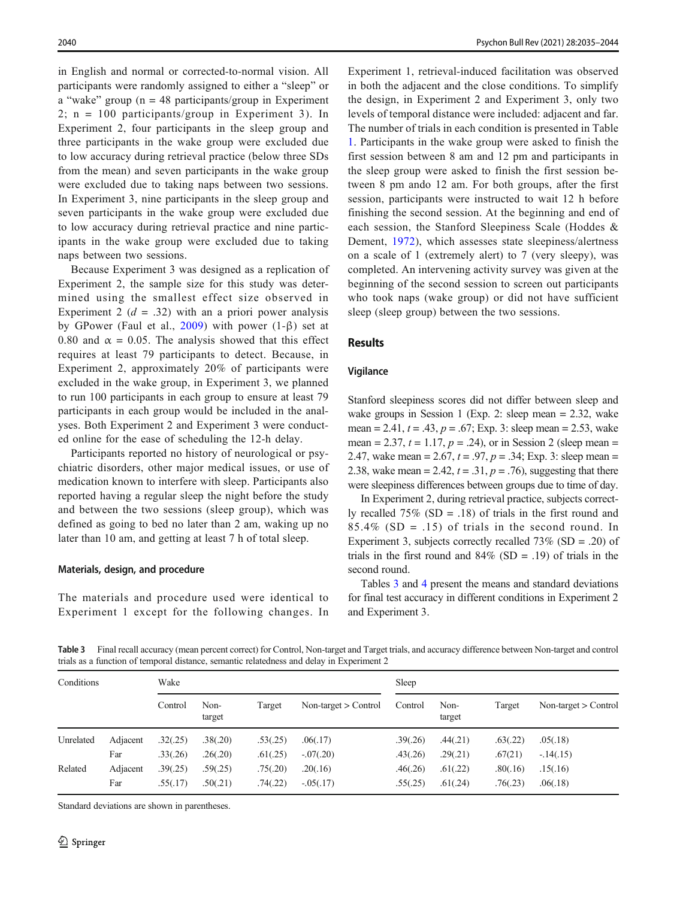in English and normal or corrected-to-normal vision. All participants were randomly assigned to either a "sleep" or a "wake" group (n = 48 participants/group in Experiment 2; n = 100 participants/group in Experiment 3). In Experiment 2, four participants in the sleep group and three participants in the wake group were excluded due to low accuracy during retrieval practice (below three SDs from the mean) and seven participants in the wake group were excluded due to taking naps between two sessions. In Experiment 3, nine participants in the sleep group and seven participants in the wake group were excluded due to low accuracy during retrieval practice and nine participants in the wake group were excluded due to taking naps between two sessions.

Because Experiment 3 was designed as a replication of Experiment 2, the sample size for this study was determined using the smallest effect size observed in Experiment 2 ($d$ = .32) with an a priori power analysis by GPower (Faul et al., 2009) with power (1-β) set at 0.80 and α = 0.05. The analysis showed that this effect requires at least 79 participants to detect. Because, in Experiment 2, approximately 20% of participants were excluded in the wake group, in Experiment 3, we planned to run 100 participants in each group to ensure at least 79 participants in each group would be included in the analyses. Both Experiment 2 and Experiment 3 were conducted online for the ease of scheduling the 12-h delay.

Participants reported no history of neurological or psychiatric disorders, other major medical issues, or use of medication known to interfere with sleep. Participants also reported having a regular sleep the night before the study and between the two sessions (sleep group), which was defined as going to bed no later than 2 am, waking up no later than 10 am, and getting at least 7 h of total sleep.

#### Materials, design, and procedure

The materials and procedure used were identical to Experiment 1 except for the following changes. In Experiment 1, retrieval-induced facilitation was observed in both the adjacent and the close conditions. To simplify the design, in Experiment 2 and Experiment 3, only two levels of temporal distance were included: adjacent and far. The number of trials in each condition is presented in Table 1. Participants in the wake group were asked to finish the first session between 8 am and 12 pm and participants in the sleep group were asked to finish the first session between 8 pm ando 12 am. For both groups, after the first session, participants were instructed to wait 12 h before finishing the second session. At the beginning and end of each session, the Stanford Sleepiness Scale (Hoddes & Dement, 1972), which assesses state sleepiness/alertness on a scale of 1 (extremely alert) to 7 (very sleepy), was completed. An intervening activity survey was given at the beginning of the second session to screen out participants who took naps (wake group) or did not have sufficient sleep (sleep group) between the two sessions.

### Results

#### Vigilance

Stanford sleepiness scores did not differ between sleep and wake groups in Session 1 (Exp. 2: sleep mean = 2.32, wake mean = 2.41, $t$ = .43, $p$ = .67; Exp. 3: sleep mean = 2.53, wake mean = 2.37, $t$ = 1.17, $p$ = .24), or in Session 2 (sleep mean = 2.47, wake mean = 2.67, $t$ = .97, $p$ = .34; Exp. 3: sleep mean = 2.38, wake mean = 2.42, $t$ = .31, $p$ = .76), suggesting that there were sleepiness differences between groups due to time of day.

In Experiment 2, during retrieval practice, subjects correctly recalled 75% (SD = .18) of trials in the first round and 85.4% (SD = .15) of trials in the second round. In Experiment 3, subjects correctly recalled 73% (SD = .20) of trials in the first round and 84% (SD = .19) of trials in the second round.

Tables 3 and 4 present the means and standard deviations for final test accuracy in different conditions in Experiment 2 and Experiment 3.

**Table 3** Final recall accuracy (mean percent correct) for Control, Non-target and Target trials, and accuracy difference between Non-target and control trials as a function of temporal distance, semantic relatedness and delay in Experiment 2

| Conditions | | Wake | | | | Sleep | | | |
|---|---|---|---|---|---|---|---|---|---|
| | | Control | Non-target | Target | Non-target > Control | Control | Non-target | Target | Non-target > Control |
| Unrelated | Adjacent | .32(.25) | .38(.20) | .53(.25) | .06(.17) | .39(.26) | .44(.21) | .63(.22) | .05(.18) |
| | Far | .33(.26) | .26(.20) | .61(.25) | -.07(.20) | .43(.26) | .29(.21) | .67(21) | -.14(.15) |
| Related | Adjacent | .39(.25) | .59(.25) | .75(.20) | .20(.16) | .46(.26) | .61(.22) | .80(.16) | .15(.16) |
| | Far | .55(.17) | .50(.21) | .74(.22) | -.05(.17) | .55(.25) | .61(.24) | .76(.23) | .06(.18) |

Standard deviations are shown in parentheses.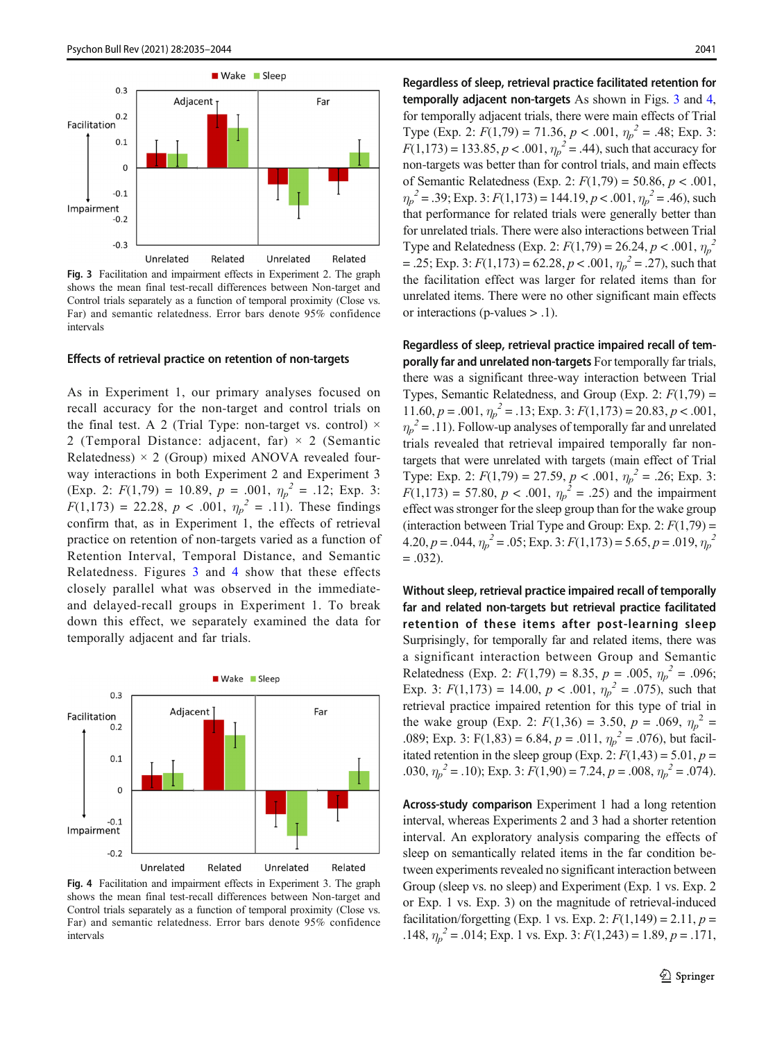Fig. 3 Facilitation and impairment effects in Experiment 2. The graph shows the mean final test-recall differences between Non-target and Control trials separately as a function of temporal proximity (Close vs. Far) and semantic relatedness. Error bars denote 95% confidence intervals

### Effects of retrieval practice on retention of non-targets

As in Experiment 1, our primary analyses focused on recall accuracy for the non-target and control trials on the final test. A 2 (Trial Type: non-target vs. control) × 2 (Temporal Distance: adjacent, far) × 2 (Semantic Relatedness) × 2 (Group) mixed ANOVA revealed four-way interactions in both Experiment 2 and Experiment 3 (Exp. 2: $F(1,79) = 10.89$, $p = .001$, $\eta_p^2 = .12$; Exp. 3: $F(1,173) = 22.28$, $p < .001$, $\eta_p^2 = .11$). These findings confirm that, as in Experiment 1, the effects of retrieval practice on retention of non-targets varied as a function of Retention Interval, Temporal Distance, and Semantic Relatedness. Figures 3 and 4 show that these effects closely parallel what was observed in the immediate- and delayed-recall groups in Experiment 1. To break down this effect, we separately examined the data for temporally adjacent and far trials.

Fig. 4 Facilitation and impairment effects in Experiment 3. The graph shows the mean final test-recall differences between Non-target and Control trials separately as a function of temporal proximity (Close vs. Far) and semantic relatedness. Error bars denote 95% confidence intervals

**Regardless of sleep, retrieval practice facilitated retention for temporally adjacent non-targets** As shown in Figs. 3 and 4, for temporally adjacent trials, there were main effects of Trial Type (Exp. 2: $F(1,79) = 71.36$, $p < .001$, $\eta_p^2 = .48$; Exp. 3: $F(1,173) = 133.85$, $p < .001$, $\eta_p^2 = .44$), such that accuracy for non-targets was better than for control trials, and main effects of Semantic Relatedness (Exp. 2: $F(1,79) = 50.86$, $p < .001$, $\eta_p^2 = .39$; Exp. 3: $F(1,173) = 144.19$, $p < .001$, $\eta_p^2 = .46$), such that performance for related trials were generally better than for unrelated trials. There were also interactions between Trial Type and Relatedness (Exp. 2: $F(1,79) = 26.24$, $p < .001$, $\eta_p^2 = .25$; Exp. 3: $F(1,173) = 62.28$, $p < .001$, $\eta_p^2 = .27$), such that the facilitation effect was larger for related items than for unrelated items. There were no other significant main effects or interactions (p-values > .1).

**Regardless of sleep, retrieval practice impaired recall of temporally far and unrelated non-targets** For temporally far trials, there was a significant three-way interaction between Trial Types, Semantic Relatedness, and Group (Exp. 2: $F(1,79) = 11.60$, $p = .001$, $\eta_p^2 = .13$; Exp. 3: $F(1,173) = 20.83$, $p < .001$, $\eta_p^2 = .11$). Follow-up analyses of temporally far and unrelated trials revealed that retrieval impaired temporally far non-targets that were unrelated with targets (main effect of Trial Type: Exp. 2: $F(1,79) = 27.59$, $p < .001$, $\eta_p^2 = .26$; Exp. 3: $F(1,173) = 57.80$, $p < .001$, $\eta_p^2 = .25$) and the impairment effect was stronger for the sleep group than for the wake group (interaction between Trial Type and Group: Exp. 2: $F(1,79) = 4.20$, $p = .044$, $\eta_p^2 = .05$; Exp. 3: $F(1,173) = 5.65$, $p = .019$, $\eta_p^2 = .032$).

**Without sleep, retrieval practice impaired recall of temporally far and related non-targets but retrieval practice facilitated retention of these items after post-learning sleep** Surprisingly, for temporally far and related items, there was a significant interaction between Group and Semantic Relatedness (Exp. 2: $F(1,79) = 8.35$, $p = .005$, $\eta_p^2 = .096$; Exp. 3: $F(1,173) = 14.00$, $p < .001$, $\eta_p^2 = .075$), such that retrieval practice impaired retention for this type of trial in the wake group (Exp. 2: $F(1,36) = 3.50$, $p = .069$, $\eta_p^2 = .089$; Exp. 3: $F(1,83) = 6.84$, $p = .011$, $\eta_p^2 = .076$), but facilitated retention in the sleep group (Exp. 2: $F(1,43) = 5.01$, $p = .030$, $\eta_p^2 = .10$); Exp. 3: $F(1,90) = 7.24$, $p = .008$, $\eta_p^2 = .074$).

**Across-study comparison** Experiment 1 had a long retention interval, whereas Experiments 2 and 3 had a shorter retention interval. An exploratory analysis comparing the effects of sleep on semantically related items in the far condition between experiments revealed no significant interaction between Group (sleep vs. no sleep) and Experiment (Exp. 1 vs. Exp. 2 or Exp. 1 vs. Exp. 3) on the magnitude of retrieval-induced facilitation/forgetting (Exp. 1 vs. Exp. 2: $F(1,149) = 2.11$, $p = .148$, $\eta_p^2 = .014$; Exp. 1 vs. Exp. 3: $F(1,243) = 1.89$, $p = .171$,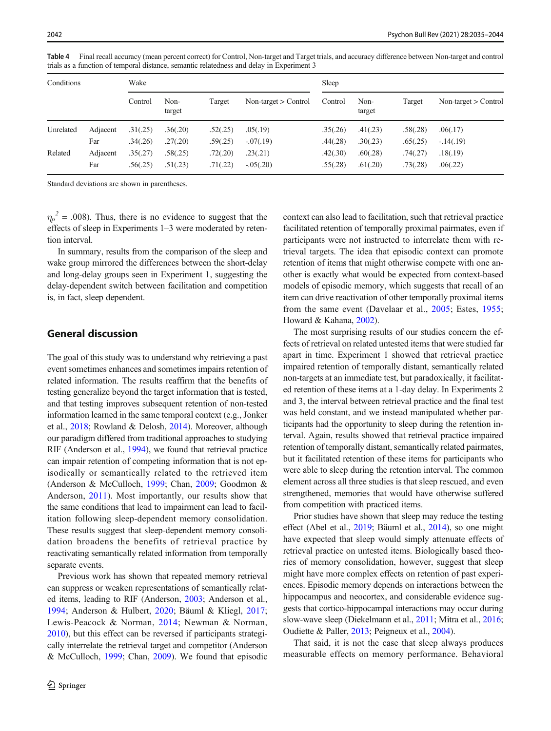Table 4 Final recall accuracy (mean percent correct) for Control, Non-target and Target trials, and accuracy difference between Non-target and control trials as a function of temporal distance, semantic relatedness and delay in Experiment 3

| Conditions | | Wake | | | | Sleep | | | |
|---|---|---|---|---|---|---|---|---|---|
| | | Control | Non-target | Target | Non-target > Control | Control | Non-target | Target | Non-target > Control |
| Unrelated | Adjacent | .31(.25) | .36(.20) | .52(.25) | .05(.19) | .35(.26) | .41(.23) | .58(.28) | .06(.17) |
| | Far | .34(.26) | .27(.20) | .59(.25) | -.07(.19) | .44(.28) | .30(.23) | .65(.25) | -.14(.19) |
| Related | Adjacent | .35(.27) | .58(.25) | .72(.20) | .23(.21) | .42(.30) | .60(.28) | .74(.27) | .18(.19) |
| | Far | .56(.25) | .51(.23) | .71(.22) | -.05(.20) | .55(.28) | .61(.20) | .73(.28) | .06(.22) |

Standard deviations are shown in parentheses.

$\eta_p^2$ = .008). Thus, there is no evidence to suggest that the effects of sleep in Experiments 1–3 were moderated by retention interval.

In summary, results from the comparison of the sleep and wake group mirrored the differences between the short-delay and long-delay groups seen in Experiment 1, suggesting the delay-dependent switch between facilitation and competition is, in fact, sleep dependent.

## General discussion

The goal of this study was to understand why retrieving a past event sometimes enhances and sometimes impairs retention of related information. The results reaffirm that the benefits of testing generalize beyond the target information that is tested, and that testing improves subsequent retention of non-tested information learned in the same temporal context (e.g., Jonker et al., 2018; Rowland & Delosh, 2014). Moreover, although our paradigm differed from traditional approaches to studying RIF (Anderson et al., 1994), we found that retrieval practice can impair retention of competing information that is not episodically or semantically related to the retrieved item (Anderson & McCulloch, 1999; Chan, 2009; Goodmon & Anderson, 2011). Most importantly, our results show that the same conditions that lead to impairment can lead to facilitation following sleep-dependent memory consolidation. These results suggest that sleep-dependent memory consolidation broadens the benefits of retrieval practice by reactivating semantically related information from temporally separate events.

Previous work has shown that repeated memory retrieval can suppress or weaken representations of semantically related items, leading to RIF (Anderson, 2003; Anderson et al., 1994; Anderson & Hulbert, 2020; Bäuml & Kliegl, 2017; Lewis-Peacock & Norman, 2014; Newman & Norman, 2010), but this effect can be reversed if participants strategically interrelate the retrieval target and competitor (Anderson & McCulloch, 1999; Chan, 2009). We found that episodic context can also lead to facilitation, such that retrieval practice facilitated retention of temporally proximal pairmates, even if participants were not instructed to interrelate them with retrieval targets. The idea that episodic context can promote retention of items that might otherwise compete with one another is exactly what would be expected from context-based models of episodic memory, which suggests that recall of an item can drive reactivation of other temporally proximal items from the same event (Davelaar et al., 2005; Estes, 1955; Howard & Kahana, 2002).

The most surprising results of our studies concern the effects of retrieval on related untested items that were studied far apart in time. Experiment 1 showed that retrieval practice impaired retention of temporally distant, semantically related non-targets at an immediate test, but paradoxically, it facilitated retention of these items at a 1-day delay. In Experiments 2 and 3, the interval between retrieval practice and the final test was held constant, and we instead manipulated whether participants had the opportunity to sleep during the retention interval. Again, results showed that retrieval practice impaired retention of temporally distant, semantically related pairmates, but it facilitated retention of these items for participants who were able to sleep during the retention interval. The common element across all three studies is that sleep rescued, and even strengthened, memories that would have otherwise suffered from competition with practiced items.

Prior studies have shown that sleep may reduce the testing effect (Abel et al., 2019; Bäuml et al., 2014), so one might have expected that sleep would simply attenuate effects of retrieval practice on untested items. Biologically based theories of memory consolidation, however, suggest that sleep might have more complex effects on retention of past experiences. Episodic memory depends on interactions between the hippocampus and neocortex, and considerable evidence suggests that cortico-hippocampal interactions may occur during slow-wave sleep (Diekelmann et al., 2011; Mitra et al., 2016; Oudiette & Paller, 2013; Peigneux et al., 2004).

That said, it is not the case that sleep always produces measurable effects on memory performance. Behavioral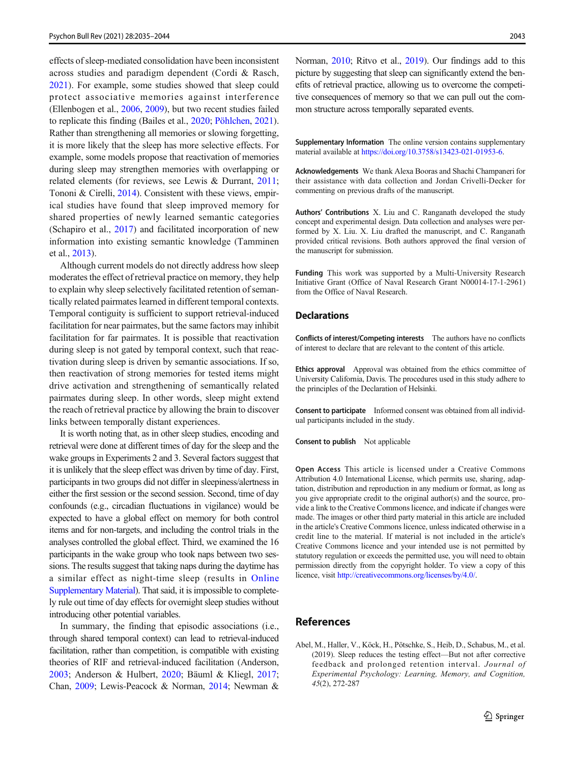effects of sleep-mediated consolidation have been inconsistent across studies and paradigm dependent (Cordi & Rasch, 2021). For example, some studies showed that sleep could protect associative memories against interference (Ellenbogen et al., 2006, 2009), but two recent studies failed to replicate this finding (Bailes et al., 2020; Pöhlchen, 2021). Rather than strengthening all memories or slowing forgetting, it is more likely that the sleep has more selective effects. For example, some models propose that reactivation of memories during sleep may strengthen memories with overlapping or related elements (for reviews, see Lewis & Durrant, 2011; Tononi & Cirelli, 2014). Consistent with these views, empirical studies have found that sleep improved memory for shared properties of newly learned semantic categories (Schapiro et al., 2017) and facilitated incorporation of new information into existing semantic knowledge (Tamminen et al., 2013).

Although current models do not directly address how sleep moderates the effect of retrieval practice on memory, they help to explain why sleep selectively facilitated retention of semantically related pairmates learned in different temporal contexts. Temporal contiguity is sufficient to support retrieval-induced facilitation for near pairmates, but the same factors may inhibit facilitation for far pairmates. It is possible that reactivation during sleep is not gated by temporal context, such that reactivation during sleep is driven by semantic associations. If so, then reactivation of strong memories for tested items might drive activation and strengthening of semantically related pairmates during sleep. In other words, sleep might extend the reach of retrieval practice by allowing the brain to discover links between temporally distant experiences.

It is worth noting that, as in other sleep studies, encoding and retrieval were done at different times of day for the sleep and the wake groups in Experiments 2 and 3. Several factors suggest that it is unlikely that the sleep effect was driven by time of day. First, participants in two groups did not differ in sleepiness/alertness in either the first session or the second session. Second, time of day confounds (e.g., circadian fluctuations in vigilance) would be expected to have a global effect on memory for both control items and for non-targets, and including the control trials in the analyses controlled the global effect. Third, we examined the 16 participants in the wake group who took naps between two sessions. The results suggest that taking naps during the daytime has a similar effect as night-time sleep (results in Online Supplementary Material). That said, it is impossible to completely rule out time of day effects for overnight sleep studies without introducing other potential variables.

In summary, the finding that episodic associations (i.e., through shared temporal context) can lead to retrieval-induced facilitation, rather than competition, is compatible with existing theories of RIF and retrieval-induced facilitation (Anderson, 2003; Anderson & Hulbert, 2020; Bäuml & Kliegl, 2017; Chan, 2009; Lewis-Peacock & Norman, 2014; Newman & Norman, 2010; Ritvo et al., 2019). Our findings add to this picture by suggesting that sleep can significantly extend the benefits of retrieval practice, allowing us to overcome the competitive consequences of memory so that we can pull out the common structure across temporally separated events.

**Supplementary Information** The online version contains supplementary material available at https://doi.org/10.3758/s13423-021-01953-6.

**Acknowledgements** We thank Alexa Booras and Shachi Champaneri for their assistance with data collection and Jordan Crivelli-Decker for commenting on previous drafts of the manuscript.

**Authors' Contributions** X. Liu and C. Ranganath developed the study concept and experimental design. Data collection and analyses were performed by X. Liu. X. Liu drafted the manuscript, and C. Ranganath provided critical revisions. Both authors approved the final version of the manuscript for submission.

**Funding** This work was supported by a Multi-University Research Initiative Grant (Office of Naval Research Grant N00014-17-1-2961) from the Office of Naval Research.

## Declarations

**Conflicts of interest/Competing interests** The authors have no conflicts of interest to declare that are relevant to the content of this article.

**Ethics approval** Approval was obtained from the ethics committee of University California, Davis. The procedures used in this study adhere to the principles of the Declaration of Helsinki.

**Consent to participate** Informed consent was obtained from all individual participants included in the study.

**Consent to publish** Not applicable

**Open Access** This article is licensed under a Creative Commons Attribution 4.0 International License, which permits use, sharing, adaptation, distribution and reproduction in any medium or format, as long as you give appropriate credit to the original author(s) and the source, provide a link to the Creative Commons licence, and indicate if changes were made. The images or other third party material in this article are included in the article's Creative Commons licence, unless indicated otherwise in a credit line to the material. If material is not included in the article's Creative Commons licence and your intended use is not permitted by statutory regulation or exceeds the permitted use, you will need to obtain permission directly from the copyright holder. To view a copy of this licence, visit http://creativecommons.org/licenses/by/4.0/.

## References

Abel, M., Haller, V., Köck, H., Pötschke, S., Heib, D., Schabus, M., et al. (2019). Sleep reduces the testing effect—But not after corrective feedback and prolonged retention interval. *Journal of Experimental Psychology: Learning, Memory, and Cognition, 45*(2), 272-287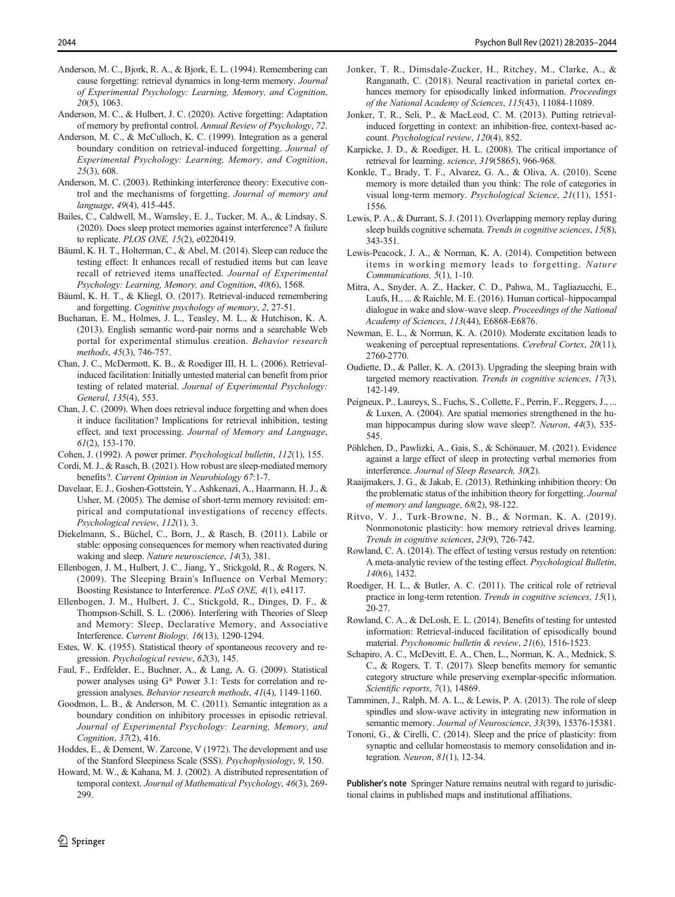Anderson, M. C., Bjork, R. A., & Bjork, E. L. (1994). Remembering can cause forgetting: retrieval dynamics in long-term memory. *Journal of Experimental Psychology: Learning, Memory, and Cognition*, *20*(5), 1063.

Anderson, M. C., & Hulbert, J. C. (2020). Active forgetting: Adaptation of memory by prefrontal control. *Annual Review of Psychology*, *72*.

Anderson, M. C., & McCulloch, K. C. (1999). Integration as a general boundary condition on retrieval-induced forgetting. *Journal of Experimental Psychology: Learning, Memory, and Cognition*, *25*(3), 608.

Anderson, M. C. (2003). Rethinking interference theory: Executive control and the mechanisms of forgetting. *Journal of memory and language*, *49*(4), 415-445.

Bailes, C., Caldwell, M., Wamsley, E. J., Tucker, M. A., & Lindsay, S. (2020). Does sleep protect memories against interference? A failure to replicate. *PLOS ONE, 15*(2), e0220419.

Bäuml, K. H. T., Holterman, C., & Abel, M. (2014). Sleep can reduce the testing effect: It enhances recall of restudied items but can leave recall of retrieved items unaffected. *Journal of Experimental Psychology: Learning, Memory, and Cognition*, *40*(6), 1568.

Bäuml, K. H. T., & Kliegl, O. (2017). Retrieval-induced remembering and forgetting. *Cognitive psychology of memory*, *2*, 27-51.

Buchanan, E. M., Holmes, J. L., Teasley, M. L., & Hutchison, K. A. (2013). English semantic word-pair norms and a searchable Web portal for experimental stimulus creation. *Behavior research methods*, *45*(3), 746-757.

Chan, J. C., McDermott, K. B., & Roediger III, H. L. (2006). Retrieval-induced facilitation: Initially untested material can benefit from prior testing of related material. *Journal of Experimental Psychology: General*, *135*(4), 553.

Chan, J. C. (2009). When does retrieval induce forgetting and when does it induce facilitation? Implications for retrieval inhibition, testing effect, and text processing. *Journal of Memory and Language*, *61*(2), 153-170.

Cohen, J. (1992). A power primer. *Psychological bulletin*, *112*(1), 155.

Cordi, M. J., & Rasch, B. (2021). How robust are sleep-mediated memory benefits?. *Current Opinion in Neurobiology 67*:1-7.

Davelaar, E. J., Goshen-Gottstein, Y., Ashkenazi, A., Haarmann, H. J., & Usher, M. (2005). The demise of short-term memory revisited: empirical and computational investigations of recency effects. *Psychological review*, *112*(1), 3.

Diekelmann, S., Büchel, C., Born, J., & Rasch, B. (2011). Labile or stable: opposing consequences for memory when reactivated during waking and sleep. *Nature neuroscience*, *14*(3), 381.

Ellenbogen, J. M., Hulbert, J. C., Jiang, Y., Stickgold, R., & Rogers, N. (2009). The Sleeping Brain's Influence on Verbal Memory: Boosting Resistance to Interference. *PLoS ONE, 4*(1), e4117.

Ellenbogen, J. M., Hulbert, J. C., Stickgold, R., Dinges, D. F., & Thompson-Schill, S. L. (2006). Interfering with Theories of Sleep and Memory: Sleep, Declarative Memory, and Associative Interference. *Current Biology, 16*(13), 1290-1294.

Estes, W. K. (1955). Statistical theory of spontaneous recovery and regression. *Psychological review*, *62*(3), 145.

Faul, F., Erdfelder, E., Buchner, A., & Lang, A. G. (2009). Statistical power analyses using G* Power 3.1: Tests for correlation and regression analyses. *Behavior research methods*, *41*(4), 1149-1160.

Goodmon, L. B., & Anderson, M. C. (2011). Semantic integration as a boundary condition on inhibitory processes in episodic retrieval. *Journal of Experimental Psychology: Learning, Memory, and Cognition*, *37*(2), 416.

Hoddes, E., & Dement, W. Zarcone, V (1972). The development and use of the Stanford Sleepiness Scale (SSS). *Psychophysiology*, *9*, 150.

Howard, M. W., & Kahana, M. J. (2002). A distributed representation of temporal context. *Journal of Mathematical Psychology*, *46*(3), 269-299.

Jonker, T. R., Dimsdale-Zucker, H., Ritchey, M., Clarke, A., & Ranganath, C. (2018). Neural reactivation in parietal cortex enhances memory for episodically linked information. *Proceedings of the National Academy of Sciences*, *115*(43), 11084-11089.

Jonker, T. R., Seli, P., & MacLeod, C. M. (2013). Putting retrieval-induced forgetting in context: an inhibition-free, context-based account. *Psychological review*, *120*(4), 852.

Karpicke, J. D., & Roediger, H. L. (2008). The critical importance of retrieval for learning. *science*, *319*(5865), 966-968.

Konkle, T., Brady, T. F., Alvarez, G. A., & Oliva, A. (2010). Scene memory is more detailed than you think: The role of categories in visual long-term memory. *Psychological Science*, *21*(11), 1551-1556.

Lewis, P. A., & Durrant, S. J. (2011). Overlapping memory replay during sleep builds cognitive schemata. *Trends in cognitive sciences*, *15*(8), 343-351.

Lewis-Peacock, J. A., & Norman, K. A. (2014). Competition between items in working memory leads to forgetting. *Nature Communications, 5*(1), 1-10.

Mitra, A., Snyder, A. Z., Hacker, C. D., Pahwa, M., Tagliazucchi, E., Laufs, H., ... & Raichle, M. E. (2016). Human cortical–hippocampal dialogue in wake and slow-wave sleep. *Proceedings of the National Academy of Sciences*, *113*(44), E6868-E6876.

Newman, E. L., & Norman, K. A. (2010). Moderate excitation leads to weakening of perceptual representations. *Cerebral Cortex*, *20*(11), 2760-2770.

Oudiette, D., & Paller, K. A. (2013). Upgrading the sleeping brain with targeted memory reactivation. *Trends in cognitive sciences*, *17*(3), 142-149.

Peigneux, P., Laureys, S., Fuchs, S., Collette, F., Perrin, F., Reggers, J., ... & Luxen, A. (2004). Are spatial memories strengthened in the human hippocampus during slow wave sleep?. *Neuron*, *44*(3), 535-545.

Pöhlchen, D., Pawlizki, A., Gais, S., & Schönauer, M. (2021). Evidence against a large effect of sleep in protecting verbal memories from interference. *Journal of Sleep Research, 30*(2).

Raaijmakers, J. G., & Jakab, E. (2013). Rethinking inhibition theory: On the problematic status of the inhibition theory for forgetting. *Journal of memory and language*, *68*(2), 98-122.

Ritvo, V. J., Turk-Browne, N. B., & Norman, K. A. (2019). Nonmonotonic plasticity: how memory retrieval drives learning. *Trends in cognitive sciences*, *23*(9), 726-742.

Rowland, C. A. (2014). The effect of testing versus restudy on retention: A meta-analytic review of the testing effect. *Psychological Bulletin*, *140*(6), 1432.

Roediger, H. L., & Butler, A. C. (2011). The critical role of retrieval practice in long-term retention. *Trends in cognitive sciences*, *15*(1), 20-27.

Rowland, C. A., & DeLosh, E. L. (2014). Benefits of testing for untested information: Retrieval-induced facilitation of episodically bound material. *Psychonomic bulletin & review*, *21*(6), 1516-1523.

Schapiro, A. C., McDevitt, E. A., Chen, L., Norman, K. A., Mednick, S. C., & Rogers, T. T. (2017). Sleep benefits memory for semantic category structure while preserving exemplar-specific information. *Scientific reports*, *7*(1), 14869.

Tamminen, J., Ralph, M. A. L., & Lewis, P. A. (2013). The role of sleep spindles and slow-wave activity in integrating new information in semantic memory. *Journal of Neuroscience*, *33*(39), 15376-15381.

Tononi, G., & Cirelli, C. (2014). Sleep and the price of plasticity: from synaptic and cellular homeostasis to memory consolidation and integration. *Neuron*, *81*(1), 12-34.

**Publisher's note** Springer Nature remains neutral with regard to jurisdictional claims in published maps and institutional affiliations.